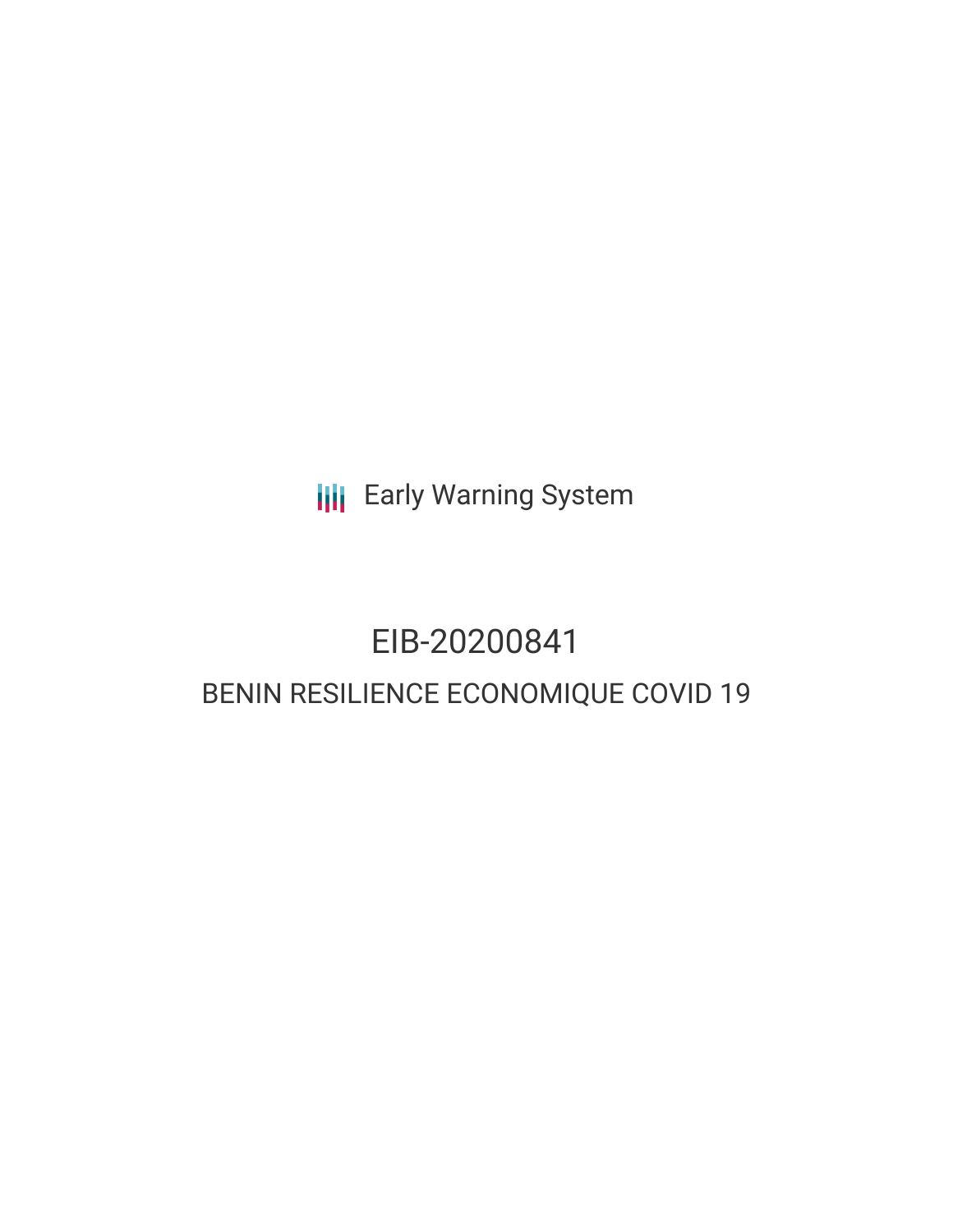Early Warning System

# EIB-20200841

## BENIN RESILIENCE ECONOMIQUE COVID 19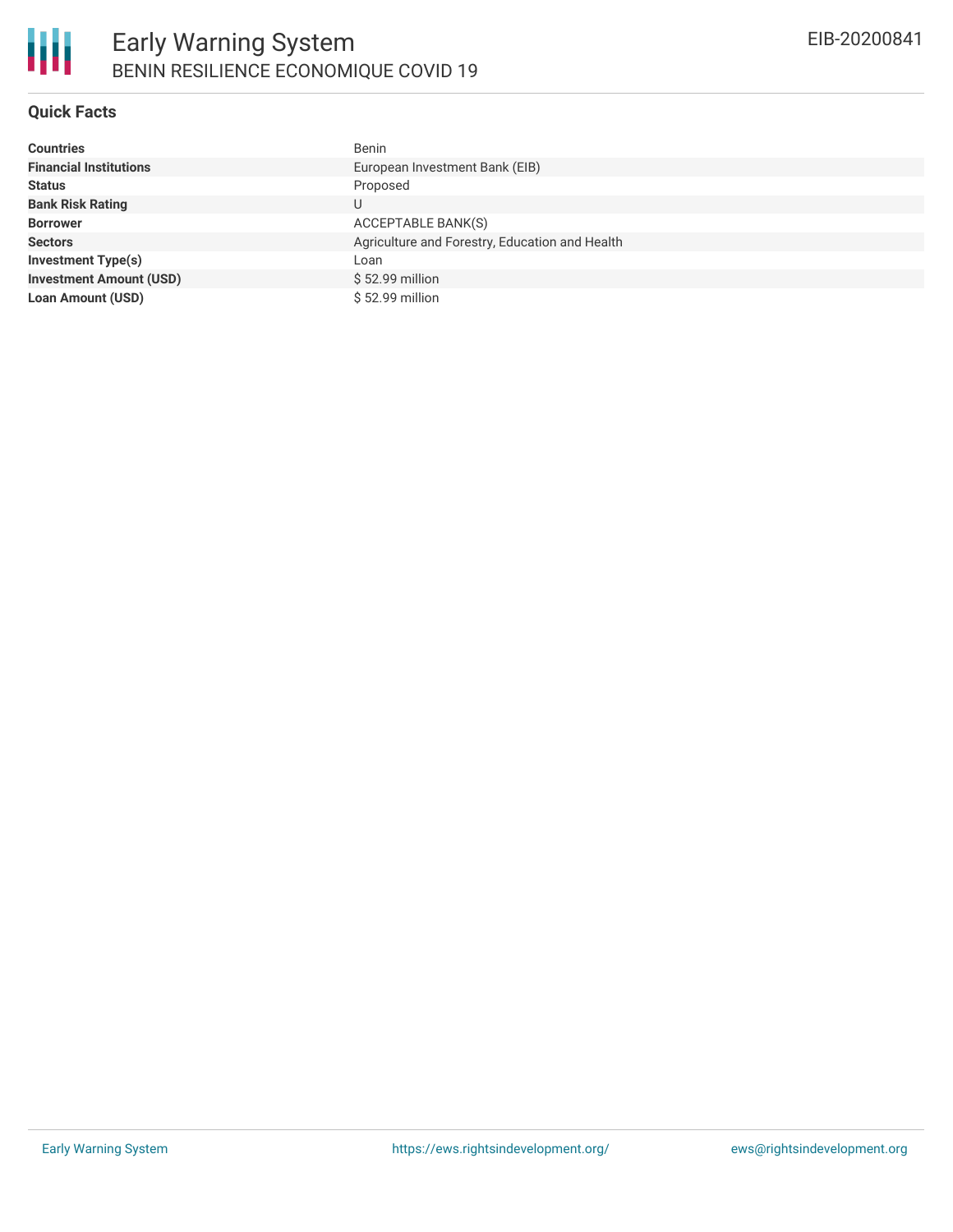## Quick Facts

| | |
|---|---|
| **Countries** | Benin |
| **Financial Institutions** | European Investment Bank (EIB) |
| **Status** | Proposed |
| **Bank Risk Rating** | U |
| **Borrower** | ACCEPTABLE BANK(S) |
| **Sectors** | Agriculture and Forestry, Education and Health |
| **Investment Type(s)** | Loan |
| **Investment Amount (USD)** | $ 52.99 million |
| **Loan Amount (USD)** | $ 52.99 million |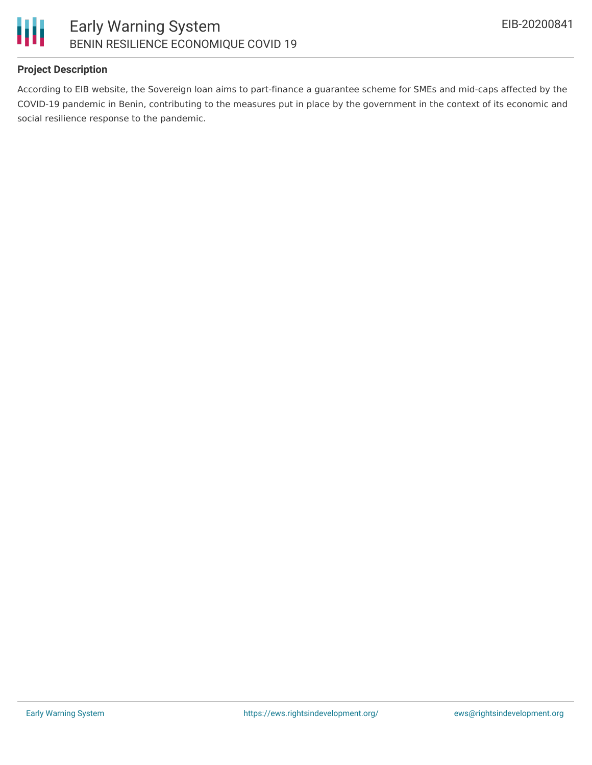**Project Description**

According to EIB website, the Sovereign loan aims to part-finance a guarantee scheme for SMEs and mid-caps affected by the COVID-19 pandemic in Benin, contributing to the measures put in place by the government in the context of its economic and social resilience response to the pandemic.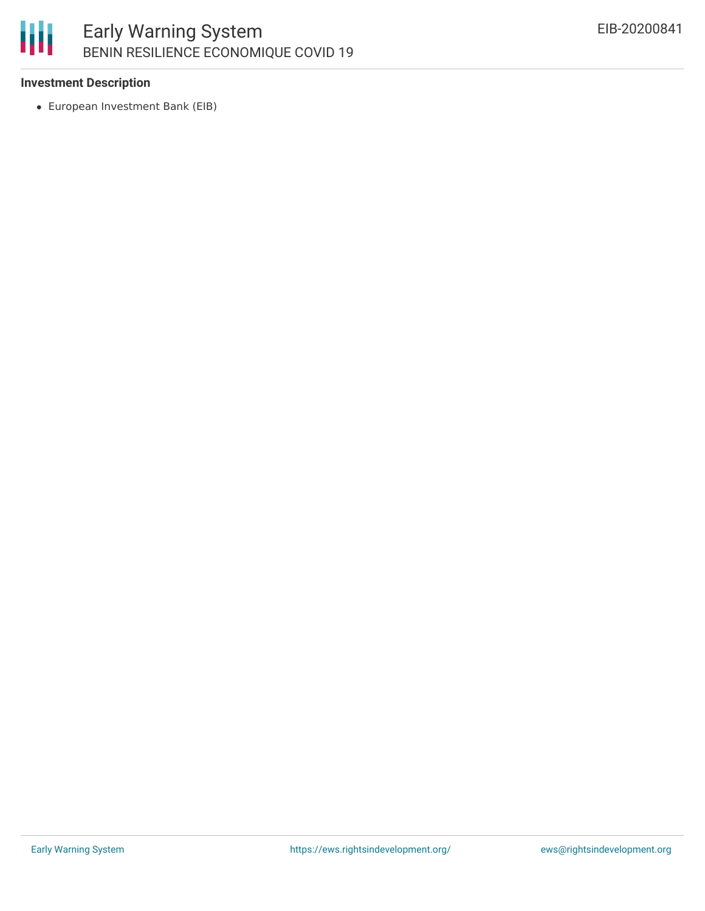### Investment Description

- European Investment Bank (EIB)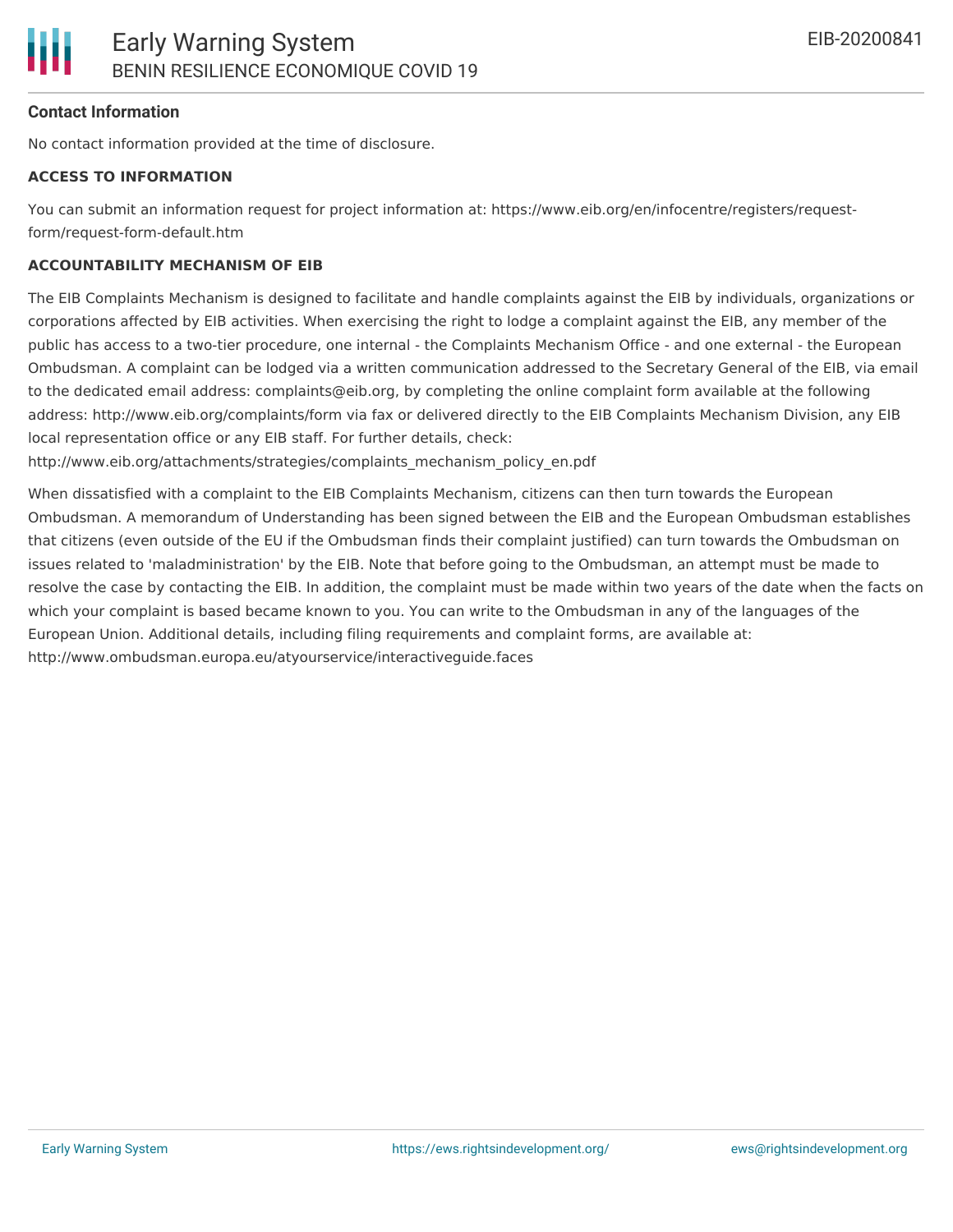### Contact Information

No contact information provided at the time of disclosure.

**ACCESS TO INFORMATION**

You can submit an information request for project information at: https://www.eib.org/en/infocentre/registers/request-form/request-form-default.htm

**ACCOUNTABILITY MECHANISM OF EIB**

The EIB Complaints Mechanism is designed to facilitate and handle complaints against the EIB by individuals, organizations or corporations affected by EIB activities. When exercising the right to lodge a complaint against the EIB, any member of the public has access to a two-tier procedure, one internal - the Complaints Mechanism Office - and one external - the European Ombudsman. A complaint can be lodged via a written communication addressed to the Secretary General of the EIB, via email to the dedicated email address: complaints@eib.org, by completing the online complaint form available at the following address: http://www.eib.org/complaints/form via fax or delivered directly to the EIB Complaints Mechanism Division, any EIB local representation office or any EIB staff. For further details, check: http://www.eib.org/attachments/strategies/complaints_mechanism_policy_en.pdf

When dissatisfied with a complaint to the EIB Complaints Mechanism, citizens can then turn towards the European Ombudsman. A memorandum of Understanding has been signed between the EIB and the European Ombudsman establishes that citizens (even outside of the EU if the Ombudsman finds their complaint justified) can turn towards the Ombudsman on issues related to 'maladministration' by the EIB. Note that before going to the Ombudsman, an attempt must be made to resolve the case by contacting the EIB. In addition, the complaint must be made within two years of the date when the facts on which your complaint is based became known to you. You can write to the Ombudsman in any of the languages of the European Union. Additional details, including filing requirements and complaint forms, are available at: http://www.ombudsman.europa.eu/atyourservice/interactiveguide.faces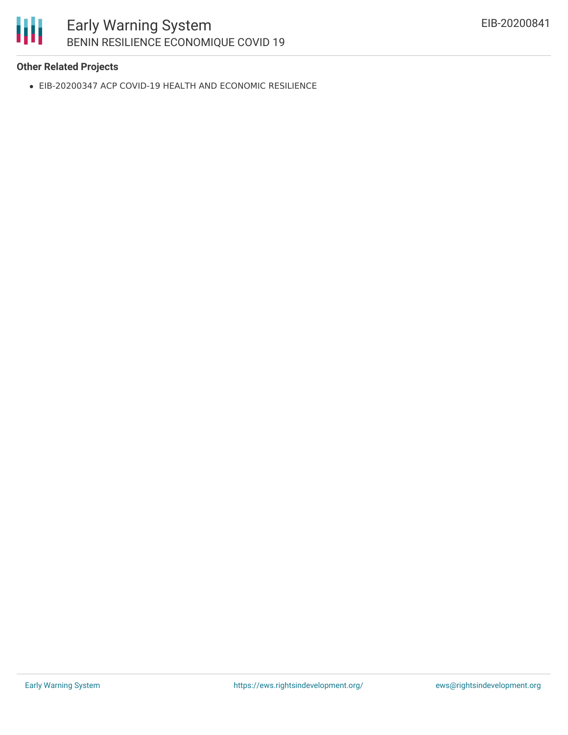**Other Related Projects**

- EIB-20200347 ACP COVID-19 HEALTH AND ECONOMIC RESILIENCE